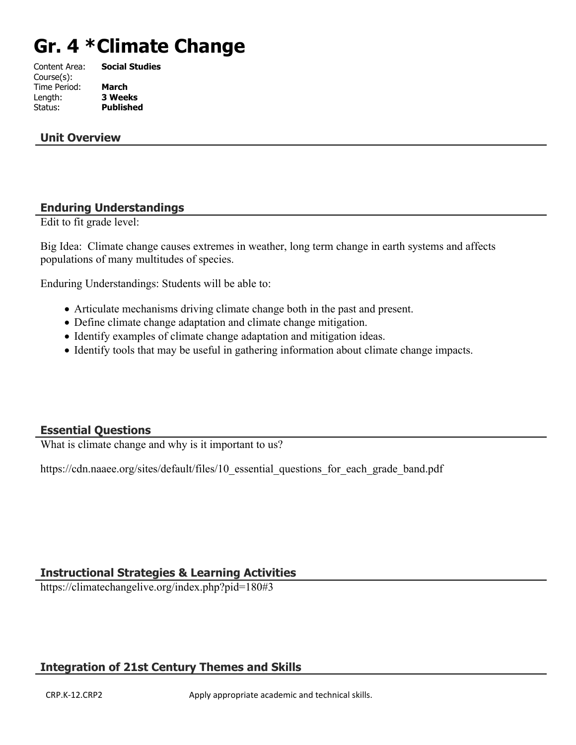# Gr. 4 *Climate Change

Content Area: **Social Studies**
Course(s):
Time Period: **March**
Length: **3 Weeks**
Status: **Published**

## Unit Overview

## Enduring Understandings

Edit to fit grade level:

Big Idea: Climate change causes extremes in weather, long term change in earth systems and affects populations of many multitudes of species.

Enduring Understandings: Students will be able to:

- Articulate mechanisms driving climate change both in the past and present.
- Define climate change adaptation and climate change mitigation.
- Identify examples of climate change adaptation and mitigation ideas.
- Identify tools that may be useful in gathering information about climate change impacts.

## Essential Questions

What is climate change and why is it important to us?

https://cdn.naaee.org/sites/default/files/10_essential_questions_for_each_grade_band.pdf

## Instructional Strategies & Learning Activities

https://climatechangelive.org/index.php?pid=180#3

## Integration of 21st Century Themes and Skills

| | |
|---|---|
| CRP.K-12.CRP2 | Apply appropriate academic and technical skills. |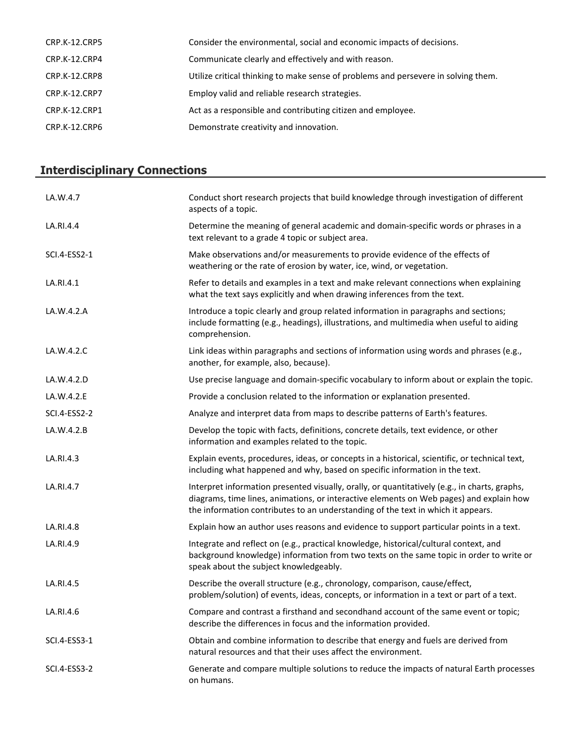| | |
|---|---|
| CRP.K-12.CRP5 | Consider the environmental, social and economic impacts of decisions. |
| CRP.K-12.CRP4 | Communicate clearly and effectively and with reason. |
| CRP.K-12.CRP8 | Utilize critical thinking to make sense of problems and persevere in solving them. |
| CRP.K-12.CRP7 | Employ valid and reliable research strategies. |
| CRP.K-12.CRP1 | Act as a responsible and contributing citizen and employee. |
| CRP.K-12.CRP6 | Demonstrate creativity and innovation. |

## Interdisciplinary Connections

| | |
|---|---|
| LA.W.4.7 | Conduct short research projects that build knowledge through investigation of different aspects of a topic. |
| LA.RI.4.4 | Determine the meaning of general academic and domain-specific words or phrases in a text relevant to a grade 4 topic or subject area. |
| SCI.4-ESS2-1 | Make observations and/or measurements to provide evidence of the effects of weathering or the rate of erosion by water, ice, wind, or vegetation. |
| LA.RI.4.1 | Refer to details and examples in a text and make relevant connections when explaining what the text says explicitly and when drawing inferences from the text. |
| LA.W.4.2.A | Introduce a topic clearly and group related information in paragraphs and sections; include formatting (e.g., headings), illustrations, and multimedia when useful to aiding comprehension. |
| LA.W.4.2.C | Link ideas within paragraphs and sections of information using words and phrases (e.g., another, for example, also, because). |
| LA.W.4.2.D | Use precise language and domain-specific vocabulary to inform about or explain the topic. |
| LA.W.4.2.E | Provide a conclusion related to the information or explanation presented. |
| SCI.4-ESS2-2 | Analyze and interpret data from maps to describe patterns of Earth's features. |
| LA.W.4.2.B | Develop the topic with facts, definitions, concrete details, text evidence, or other information and examples related to the topic. |
| LA.RI.4.3 | Explain events, procedures, ideas, or concepts in a historical, scientific, or technical text, including what happened and why, based on specific information in the text. |
| LA.RI.4.7 | Interpret information presented visually, orally, or quantitatively (e.g., in charts, graphs, diagrams, time lines, animations, or interactive elements on Web pages) and explain how the information contributes to an understanding of the text in which it appears. |
| LA.RI.4.8 | Explain how an author uses reasons and evidence to support particular points in a text. |
| LA.RI.4.9 | Integrate and reflect on (e.g., practical knowledge, historical/cultural context, and background knowledge) information from two texts on the same topic in order to write or speak about the subject knowledgeably. |
| LA.RI.4.5 | Describe the overall structure (e.g., chronology, comparison, cause/effect, problem/solution) of events, ideas, concepts, or information in a text or part of a text. |
| LA.RI.4.6 | Compare and contrast a firsthand and secondhand account of the same event or topic; describe the differences in focus and the information provided. |
| SCI.4-ESS3-1 | Obtain and combine information to describe that energy and fuels are derived from natural resources and that their uses affect the environment. |
| SCI.4-ESS3-2 | Generate and compare multiple solutions to reduce the impacts of natural Earth processes on humans. |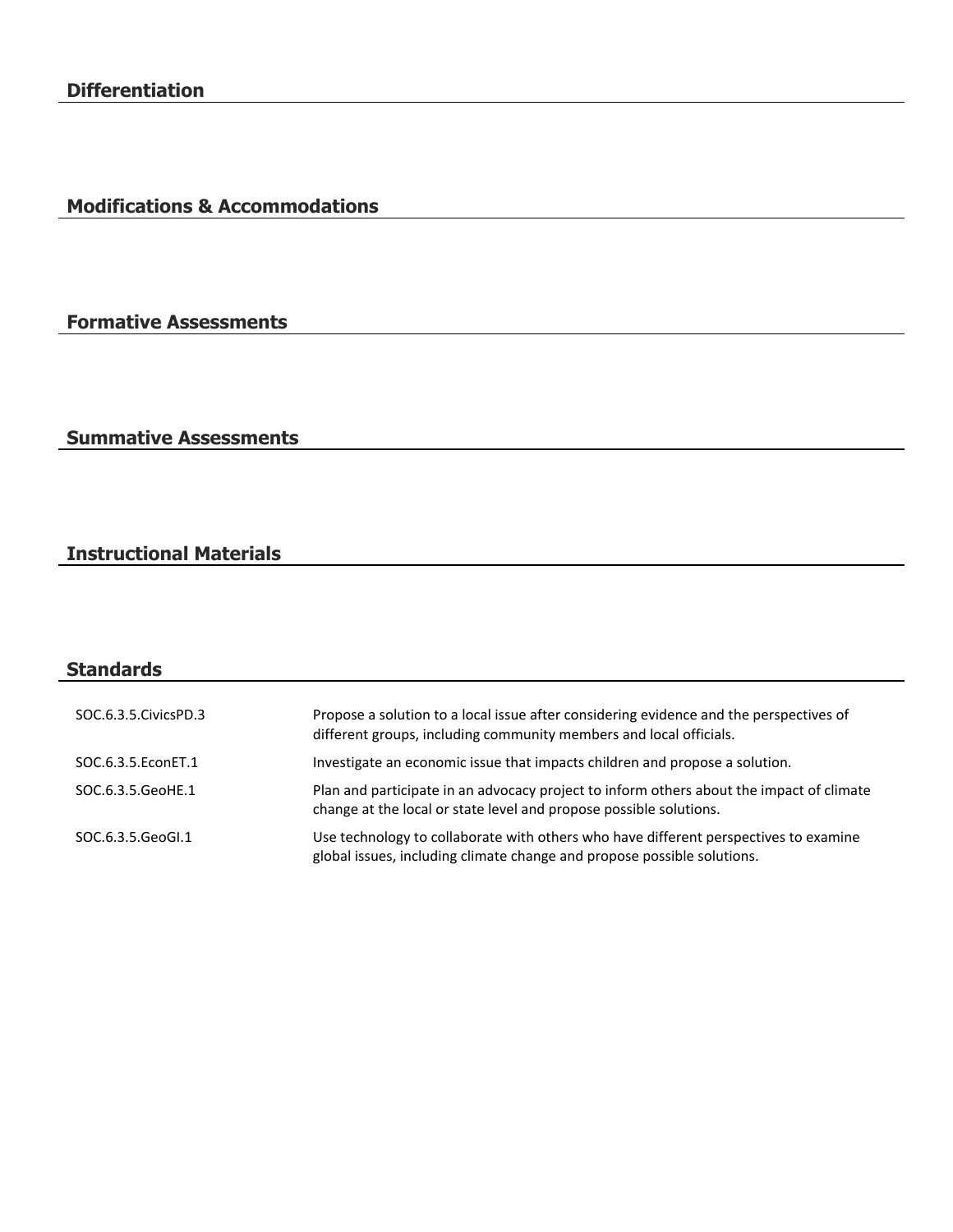## Differentiation

## Modifications & Accommodations

## Formative Assessments

## Summative Assessments

## Instructional Materials

## Standards

| | |
|---|---|
| SOC.6.3.5.CivicsPD.3 | Propose a solution to a local issue after considering evidence and the perspectives of different groups, including community members and local officials. |
| SOC.6.3.5.EconET.1 | Investigate an economic issue that impacts children and propose a solution. |
| SOC.6.3.5.GeoHE.1 | Plan and participate in an advocacy project to inform others about the impact of climate change at the local or state level and propose possible solutions. |
| SOC.6.3.5.GeoGI.1 | Use technology to collaborate with others who have different perspectives to examine global issues, including climate change and propose possible solutions. |